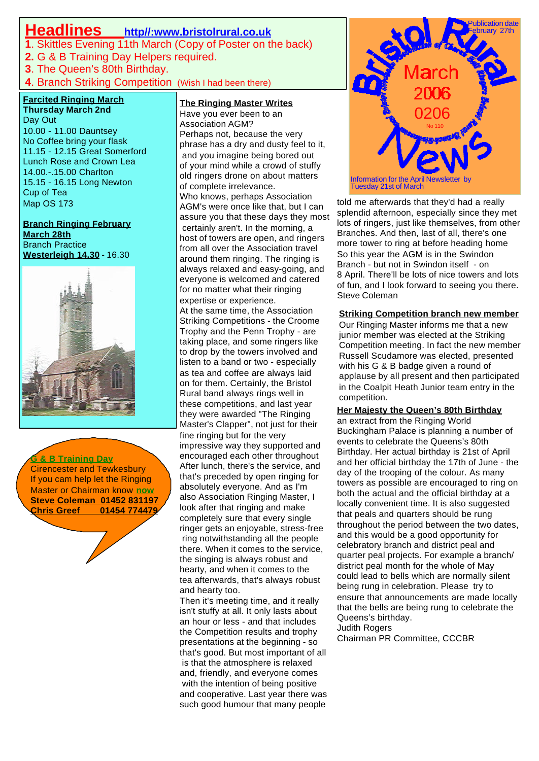# Headlines http//:www.bristolrural.co.uk

**1**. Skittles Evening 11th March (Copy of Poster on the back)
**2.** G & B Training Day Helpers required.
**3**. The Queen's 80th Birthday.
**4**. Branch Striking Competition (Wish I had been there)

Bristol Rural Branch Newsletter of the Gloucester & Bristol Diocesan Association of Church Bell Ringers

**Bristol Rural News**

March 2006
0206
No 110

Publication date February 27th

Information for the April Newsletter by Tuesday 21st of March

**Farcited Ringing March**
**Thursday March 2nd**
Day Out
10.00 - 11.00 Dauntsey
No Coffee bring your flask
11.15 - 12.15 Great Somerford
Lunch Rose and Crown Lea
14.00.-.15.00 Charlton
15.15 - 16.15 Long Newton
Cup of Tea
Map OS 173

**Branch Ringing February March 28th**
Branch Practice
**Westerleigh 14.30** - 16.30

**G & B Training Day**
Cirencester and Tewkesbury
If you cam help let the Ringing Master or Chairman know **now**
**Steve Coleman 01452 831197**
**Chris Greef 01454 774479**

## The Ringing Master Writes

Have you ever been to an Association AGM?
Perhaps not, because the very phrase has a dry and dusty feel to it, and you imagine being bored out of your mind while a crowd of stuffy old ringers drone on about matters of complete irrelevance.
Who knows, perhaps Association AGM's were once like that, but I can assure you that these days they most certainly aren't. In the morning, a host of towers are open, and ringers from all over the Association travel around them ringing. The ringing is always relaxed and easy-going, and everyone is welcomed and catered for no matter what their ringing expertise or experience.
At the same time, the Association Striking Competitions - the Croome Trophy and the Penn Trophy - are taking place, and some ringers like to drop by the towers involved and listen to a band or two - especially as tea and coffee are always laid on for them. Certainly, the Bristol Rural band always rings well in these competitions, and last year they were awarded "The Ringing Master's Clapper", not just for their fine ringing but for the very impressive way they supported and encouraged each other throughout
After lunch, there's the service, and that's preceded by open ringing for absolutely everyone. And as I'm also Association Ringing Master, I look after that ringing and make completely sure that every single ringer gets an enjoyable, stress-free ring notwithstanding all the people there. When it comes to the service, the singing is always robust and hearty, and when it comes to the tea afterwards, that's always robust and hearty too.
Then it's meeting time, and it really isn't stuffy at all. It only lasts about an hour or less - and that includes the Competition results and trophy presentations at the beginning - so that's good. But most important of all is that the atmosphere is relaxed and, friendly, and everyone comes with the intention of being positive and cooperative. Last year there was such good humour that many people told me afterwards that they'd had a really splendid afternoon, especially since they met lots of ringers, just like themselves, from other Branches. And then, last of all, there's one more tower to ring at before heading home
So this year the AGM is in the Swindon Branch - but not in Swindon itself - on 8 April. There'll be lots of nice towers and lots of fun, and I look forward to seeing you there.
Steve Coleman

## Striking Competition branch new member

Our Ringing Master informs me that a new junior member was elected at the Striking Competition meeting. In fact the new member Russell Scudamore was elected, presented with his G & B badge given a round of applause by all present and then participated in the Coalpit Heath Junior team entry in the competition.

## Her Majesty the Queen's 80th Birthday

an extract from the Ringing World
Buckingham Palace is planning a number of events to celebrate the Queens's 80th Birthday. Her actual birthday is 21st of April and her official birthday the 17th of June - the day of the trooping of the colour. As many towers as possible are encouraged to ring on both the actual and the official birthday at a locally convenient time. It is also suggested that peals and quarters should be rung throughout the period between the two dates, and this would be a good opportunity for celebratory branch and district peal and quarter peal projects. For example a branch/ district peal month for the whole of May could lead to bells which are normally silent being rung in celebration. Please try to ensure that announcements are made locally that the bells are being rung to celebrate the Queens's birthday.
Judith Rogers
Chairman PR Committee, CCCBR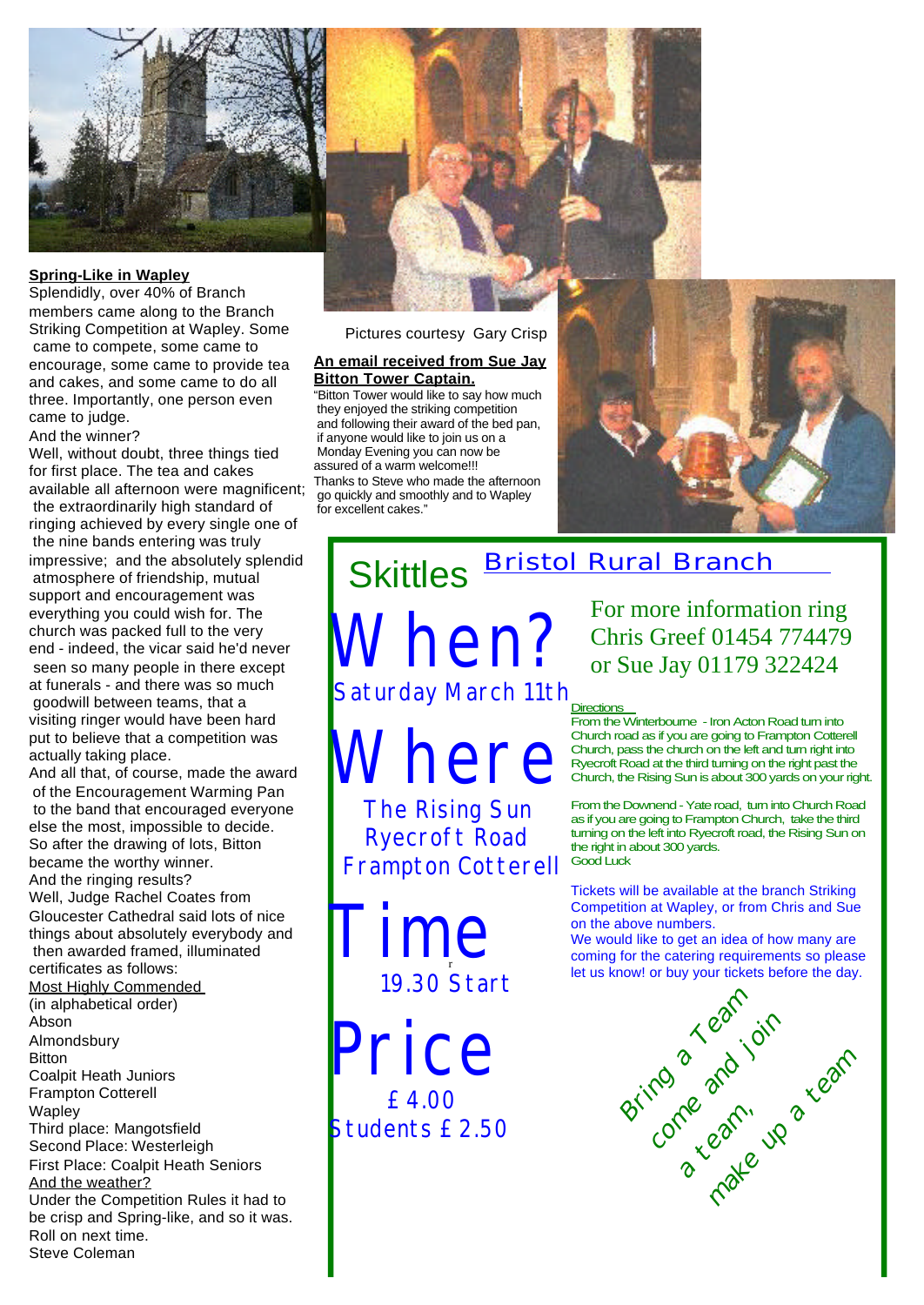## Spring-Like in Wapley

Splendidly, over 40% of Branch members came along to the Branch Striking Competition at Wapley. Some came to compete, some came to encourage, some came to provide tea and cakes, and some came to do all three. Importantly, one person even came to judge.

And the winner?

Well, without doubt, three things tied for first place. The tea and cakes available all afternoon were magnificent; the extraordinarily high standard of ringing achieved by every single one of the nine bands entering was truly impressive; and the absolutely splendid atmosphere of friendship, mutual support and encouragement was everything you could wish for. The church was packed full to the very end - indeed, the vicar said he'd never seen so many people in there except at funerals - and there was so much goodwill between teams, that a visiting ringer would have been hard put to believe that a competition was actually taking place.

And all that, of course, made the award of the Encouragement Warming Pan to the band that encouraged everyone else the most, impossible to decide. So after the drawing of lots, Bitton became the worthy winner.

And the ringing results?

Well, Judge Rachel Coates from Gloucester Cathedral said lots of nice things about absolutely everybody and then awarded framed, illuminated certificates as follows:

Most Highly Commended
(in alphabetical order)
Abson
Almondsbury
Bitton
Coalpit Heath Juniors
Frampton Cotterell
Wapley
Third place: Mangotsfield
Second Place: Westerleigh
First Place: Coalpit Heath Seniors

And the weather?

Under the Competition Rules it had to be crisp and Spring-like, and so it was. Roll on next time.

Steve Coleman

Pictures courtesy Gary Crisp

### An email received from Sue Jay Bitton Tower Captain.

"Bitton Tower would like to say how much they enjoyed the striking competition and following their award of the bed pan, if anyone would like to join us on a Monday Evening you can now be assured of a warm welcome!!!

Thanks to Steve who made the afternoon go quickly and smoothly and to Wapley for excellent cakes."

# Skittles

## Bristol Rural Branch

# When?
Saturday March 11th

# Where
The Rising Sun
Ryecroft Road
Frampton Cotterell

# Time
19.30 Start

# Price
£4.00
Students £2.50

For more information ring Chris Greef 01454 774479 or Sue Jay 01179 322424

Directions

From the Winterbourne - Iron Acton Road turn into Church road as if you are going to Frampton Cotterell Church, pass the church on the left and turn right into Ryecroft Road at the third turning on the right past the Church, the Rising Sun is about 300 yards on your right.

From the Downend - Yate road, turn into Church Road as if you are going to Frampton Church, take the third turning on the left into Ryecroft road, the Rising Sun on the right in about 300 yards.
Good Luck

Tickets will be available at the branch Striking Competition at Wapley, or from Chris and Sue on the above numbers.
We would like to get an idea of how many are coming for the catering requirements so please let us know! or buy your tickets before the day.

Bring a Team
come and join a team,
make up a team